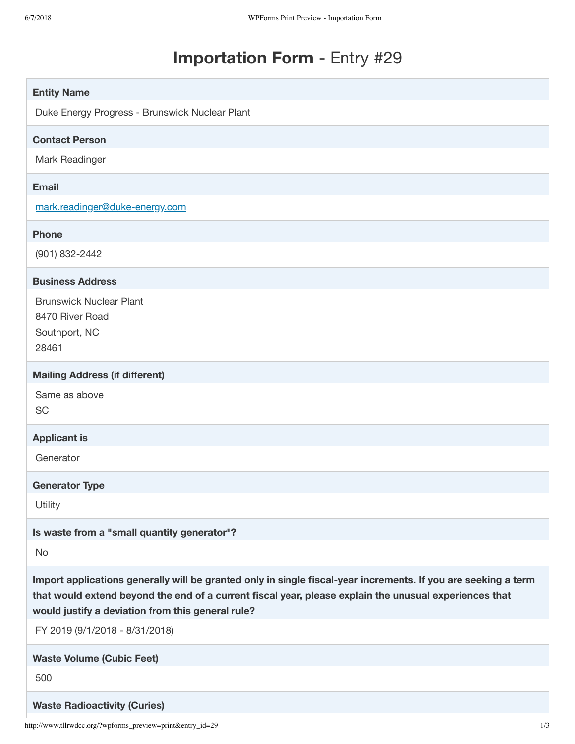# **Importation Form** - Entry #29

**Entity Name**

Duke Energy Progress - Brunswick Nuclear Plant

**Contact Person**

Mark Readinger

**Email**

mark.readinger@duke-energy.com

**Phone**

(901) 832-2442

**Business Address**

Brunswick Nuclear Plant
8470 River Road
Southport, NC
28461

**Mailing Address (if different)**

Same as above
SC

**Applicant is**

Generator

**Generator Type**

Utility

**Is waste from a "small quantity generator"?**

No

**Import applications generally will be granted only in single fiscal-year increments. If you are seeking a term that would extend beyond the end of a current fiscal year, please explain the unusual experiences that would justify a deviation from this general rule?**

FY 2019 (9/1/2018 - 8/31/2018)

**Waste Volume (Cubic Feet)**

500

**Waste Radioactivity (Curies)**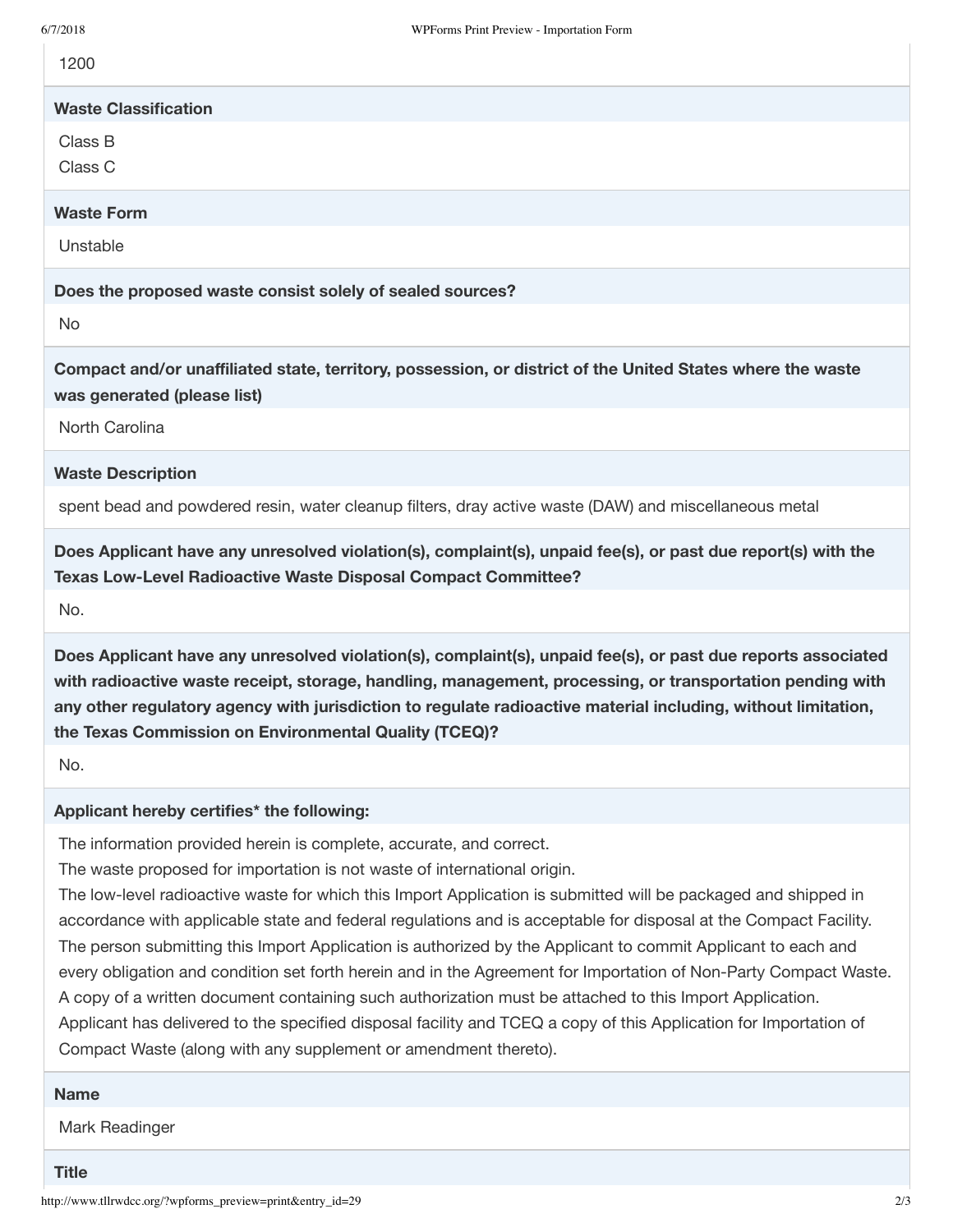1200

**Waste Classification**

Class B
Class C

**Waste Form**

Unstable

**Does the proposed waste consist solely of sealed sources?**

No

**Compact and/or unaffiliated state, territory, possession, or district of the United States where the waste was generated (please list)**

North Carolina

**Waste Description**

spent bead and powdered resin, water cleanup filters, dray active waste (DAW) and miscellaneous metal

**Does Applicant have any unresolved violation(s), complaint(s), unpaid fee(s), or past due report(s) with the Texas Low-Level Radioactive Waste Disposal Compact Committee?**

No.

**Does Applicant have any unresolved violation(s), complaint(s), unpaid fee(s), or past due reports associated with radioactive waste receipt, storage, handling, management, processing, or transportation pending with any other regulatory agency with jurisdiction to regulate radioactive material including, without limitation, the Texas Commission on Environmental Quality (TCEQ)?**

No.

**Applicant hereby certifies* the following:**

The information provided herein is complete, accurate, and correct.
The waste proposed for importation is not waste of international origin.
The low-level radioactive waste for which this Import Application is submitted will be packaged and shipped in accordance with applicable state and federal regulations and is acceptable for disposal at the Compact Facility.
The person submitting this Import Application is authorized by the Applicant to commit Applicant to each and every obligation and condition set forth herein and in the Agreement for Importation of Non-Party Compact Waste. A copy of a written document containing such authorization must be attached to this Import Application.
Applicant has delivered to the specified disposal facility and TCEQ a copy of this Application for Importation of Compact Waste (along with any supplement or amendment thereto).

**Name**

Mark Readinger

**Title**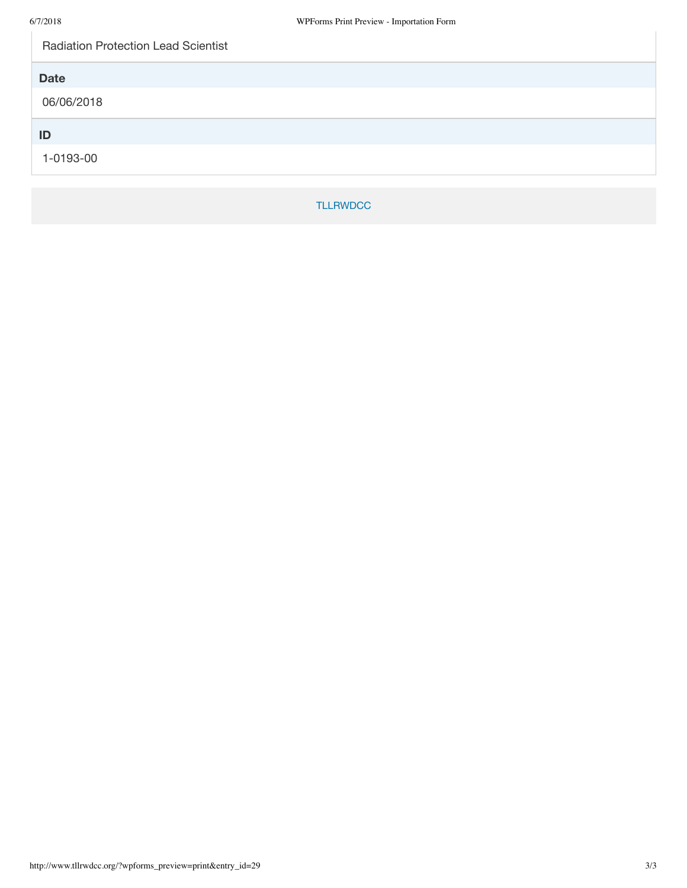Radiation Protection Lead Scientist

**Date**

06/06/2018

**ID**

1-0193-00

TLLRWDCC